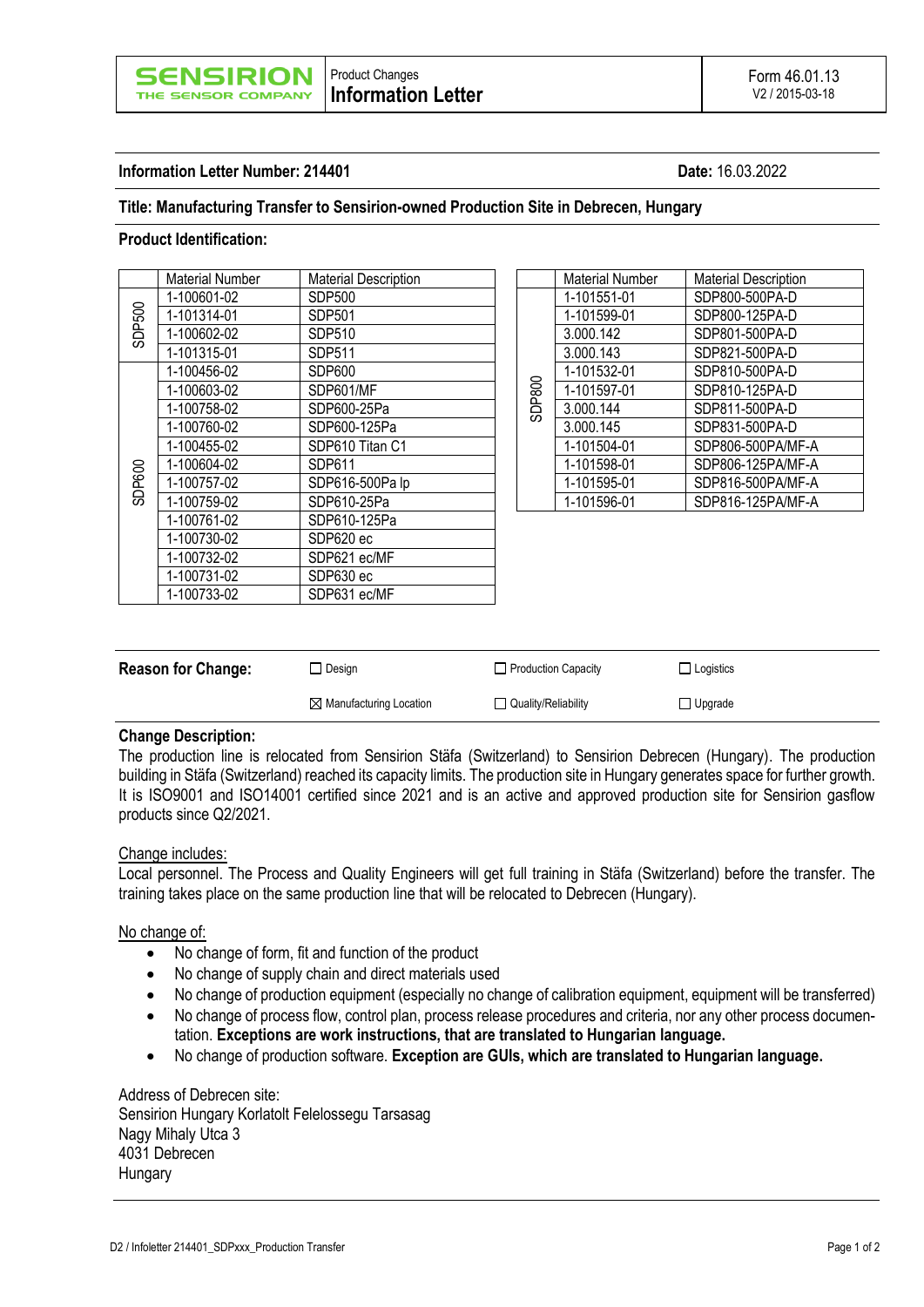**SENSIRION** THE SENSOR COMPANY

Product Changes
**Information Letter**

Form 46.01.13
V2 / 2015-03-18

**Information Letter Number: 214401** **Date:** 16.03.2022

**Title: Manufacturing Transfer to Sensirion-owned Production Site in Debrecen, Hungary**

**Product Identification:**

| | Material Number | Material Description |
|---|---|---|
| SDP500 | 1-100601-02 | SDP500 |
| | 1-101314-01 | SDP501 |
| | 1-100602-02 | SDP510 |
| | 1-101315-01 | SDP511 |
| SDP600 | 1-100456-02 | SDP600 |
| | 1-100603-02 | SDP601/MF |
| | 1-100758-02 | SDP600-25Pa |
| | 1-100760-02 | SDP600-125Pa |
| | 1-100455-02 | SDP610 Titan C1 |
| | 1-100604-02 | SDP611 |
| | 1-100757-02 | SDP616-500Pa lp |
| | 1-100759-02 | SDP610-25Pa |
| | 1-100761-02 | SDP610-125Pa |
| | 1-100730-02 | SDP620 ec |
| | 1-100732-02 | SDP621 ec/MF |
| | 1-100731-02 | SDP630 ec |
| | 1-100733-02 | SDP631 ec/MF |

| | Material Number | Material Description |
|---|---|---|
| SDP800 | 1-101551-01 | SDP800-500PA-D |
| | 1-101599-01 | SDP800-125PA-D |
| | 3.000.142 | SDP801-500PA-D |
| | 3.000.143 | SDP821-500PA-D |
| | 1-101532-01 | SDP810-500PA-D |
| | 1-101597-01 | SDP810-125PA-D |
| | 3.000.144 | SDP811-500PA-D |
| | 3.000.145 | SDP831-500PA-D |
| | 1-101504-01 | SDP806-500PA/MF-A |
| | 1-101598-01 | SDP806-125PA/MF-A |
| | 1-101595-01 | SDP816-500PA/MF-A |
| | 1-101596-01 | SDP816-125PA/MF-A |

**Reason for Change:**

- ☐ Design
- ☐ Production Capacity
- ☐ Logistics
- ☒ Manufacturing Location
- ☐ Quality/Reliability
- ☐ Upgrade

**Change Description:**

The production line is relocated from Sensirion Stäfa (Switzerland) to Sensirion Debrecen (Hungary). The production building in Stäfa (Switzerland) reached its capacity limits. The production site in Hungary generates space for further growth. It is ISO9001 and ISO14001 certified since 2021 and is an active and approved production site for Sensirion gasflow products since Q2/2021.

Change includes:

Local personnel. The Process and Quality Engineers will get full training in Stäfa (Switzerland) before the transfer. The training takes place on the same production line that will be relocated to Debrecen (Hungary).

No change of:

- No change of form, fit and function of the product
- No change of supply chain and direct materials used
- No change of production equipment (especially no change of calibration equipment, equipment will be transferred)
- No change of process flow, control plan, process release procedures and criteria, nor any other process documentation. **Exceptions are work instructions, that are translated to Hungarian language.**
- No change of production software. **Exception are GUIs, which are translated to Hungarian language.**

Address of Debrecen site:
Sensirion Hungary Korlatolt Felelossegu Tarsasag
Nagy Mihaly Utca 3
4031 Debrecen
Hungary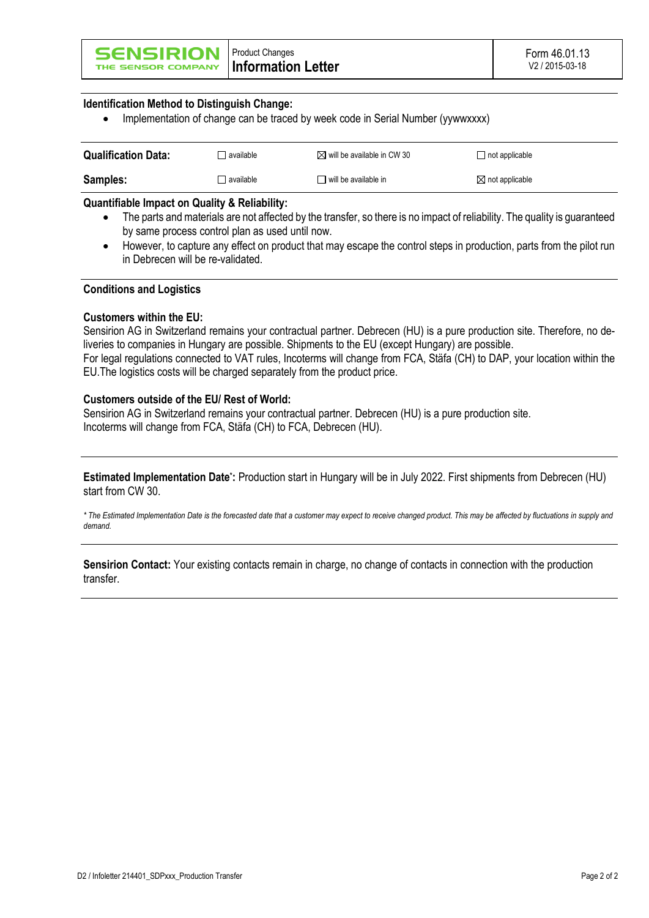**Identification Method to Distinguish Change:**

- Implementation of change can be traced by week code in Serial Number (yywwxxxx)

| | | | |
|---|---|---|---|
| **Qualification Data:** | ☐ available | ☒ will be available in CW 30 | ☐ not applicable |
| **Samples:** | ☐ available | ☐ will be available in | ☒ not applicable |

**Quantifiable Impact on Quality & Reliability:**

- The parts and materials are not affected by the transfer, so there is no impact of reliability. The quality is guaranteed by same process control plan as used until now.
- However, to capture any effect on product that may escape the control steps in production, parts from the pilot run in Debrecen will be re-validated.

**Conditions and Logistics**

**Customers within the EU:**

Sensirion AG in Switzerland remains your contractual partner. Debrecen (HU) is a pure production site. Therefore, no deliveries to companies in Hungary are possible. Shipments to the EU (except Hungary) are possible.
For legal regulations connected to VAT rules, Incoterms will change from FCA, Stäfa (CH) to DAP, your location within the EU.The logistics costs will be charged separately from the product price.

**Customers outside of the EU/ Rest of World:**

Sensirion AG in Switzerland remains your contractual partner. Debrecen (HU) is a pure production site.
Incoterms will change from FCA, Stäfa (CH) to FCA, Debrecen (HU).

**Estimated Implementation Date*:** Production start in Hungary will be in July 2022. First shipments from Debrecen (HU) start from CW 30.

*\* The Estimated Implementation Date is the forecasted date that a customer may expect to receive changed product. This may be affected by fluctuations in supply and demand.*

**Sensirion Contact:** Your existing contacts remain in charge, no change of contacts in connection with the production transfer.